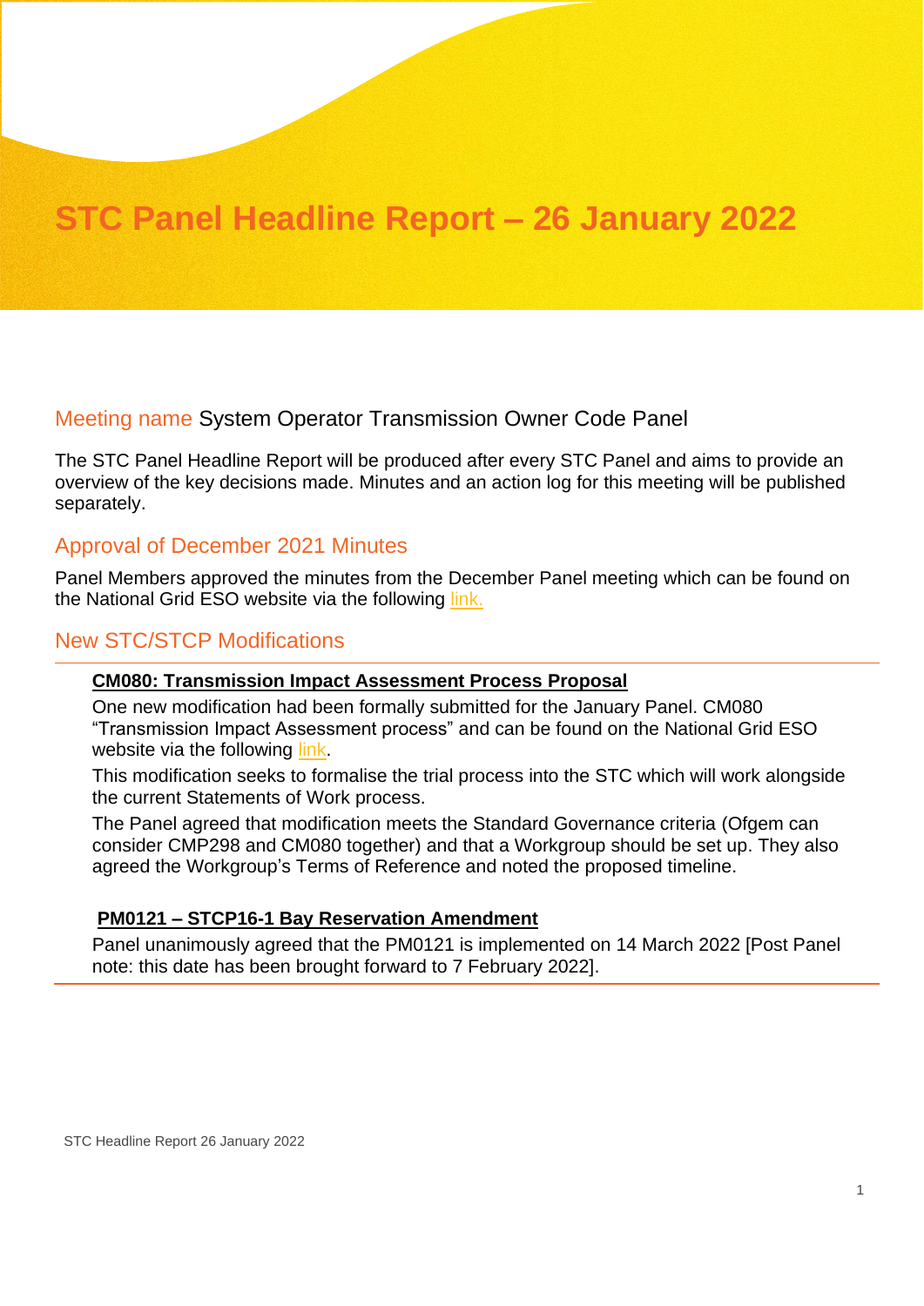# STC Panel Headline Report – 26 January 2022

## Meeting name System Operator Transmission Owner Code Panel

The STC Panel Headline Report will be produced after every STC Panel and aims to provide an overview of the key decisions made. Minutes and an action log for this meeting will be published separately.

## Approval of December 2021 Minutes

Panel Members approved the minutes from the December Panel meeting which can be found on the National Grid ESO website via the following link.

## New STC/STCP Modifications

**CM080: Transmission Impact Assessment Process Proposal**

One new modification had been formally submitted for the January Panel. CM080 "Transmission Impact Assessment process" and can be found on the National Grid ESO website via the following link.

This modification seeks to formalise the trial process into the STC which will work alongside the current Statements of Work process.

The Panel agreed that modification meets the Standard Governance criteria (Ofgem can consider CMP298 and CM080 together) and that a Workgroup should be set up. They also agreed the Workgroup's Terms of Reference and noted the proposed timeline.

**PM0121 – STCP16-1 Bay Reservation Amendment**

Panel unanimously agreed that the PM0121 is implemented on 14 March 2022 [Post Panel note: this date has been brought forward to 7 February 2022].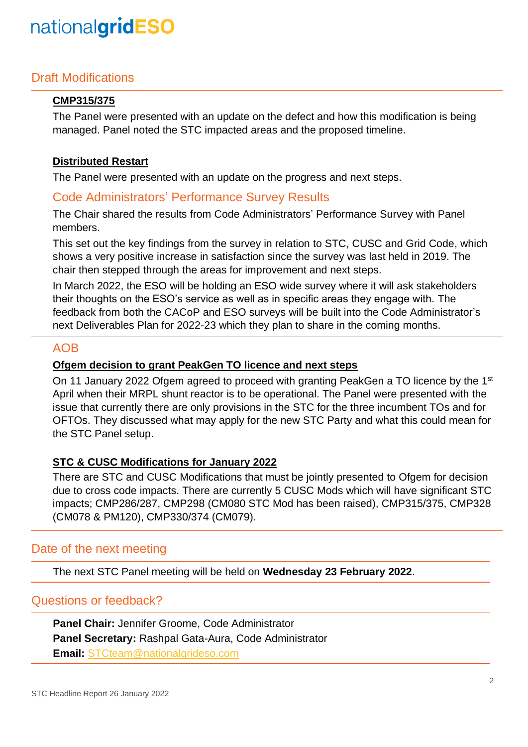## Draft Modifications

### CMP315/375

The Panel were presented with an update on the defect and how this modification is being managed. Panel noted the STC impacted areas and the proposed timeline.

### Distributed Restart

The Panel were presented with an update on the progress and next steps.

## Code Administrators' Performance Survey Results

The Chair shared the results from Code Administrators' Performance Survey with Panel members.

This set out the key findings from the survey in relation to STC, CUSC and Grid Code, which shows a very positive increase in satisfaction since the survey was last held in 2019. The chair then stepped through the areas for improvement and next steps.

In March 2022, the ESO will be holding an ESO wide survey where it will ask stakeholders their thoughts on the ESO's service as well as in specific areas they engage with. The feedback from both the CACoP and ESO surveys will be built into the Code Administrator's next Deliverables Plan for 2022-23 which they plan to share in the coming months.

## AOB

### Ofgem decision to grant PeakGen TO licence and next steps

On 11 January 2022 Ofgem agreed to proceed with granting PeakGen a TO licence by the 1st April when their MRPL shunt reactor is to be operational. The Panel were presented with the issue that currently there are only provisions in the STC for the three incumbent TOs and for OFTOs. They discussed what may apply for the new STC Party and what this could mean for the STC Panel setup.

### STC & CUSC Modifications for January 2022

There are STC and CUSC Modifications that must be jointly presented to Ofgem for decision due to cross code impacts. There are currently 5 CUSC Mods which will have significant STC impacts; CMP286/287, CMP298 (CM080 STC Mod has been raised), CMP315/375, CMP328 (CM078 & PM120), CMP330/374 (CM079).

## Date of the next meeting

The next STC Panel meeting will be held on **Wednesday 23 February 2022**.

## Questions or feedback?

**Panel Chair:** Jennifer Groome, Code Administrator
**Panel Secretary:** Rashpal Gata-Aura, Code Administrator
**Email:** STCteam@nationalgrideso.com